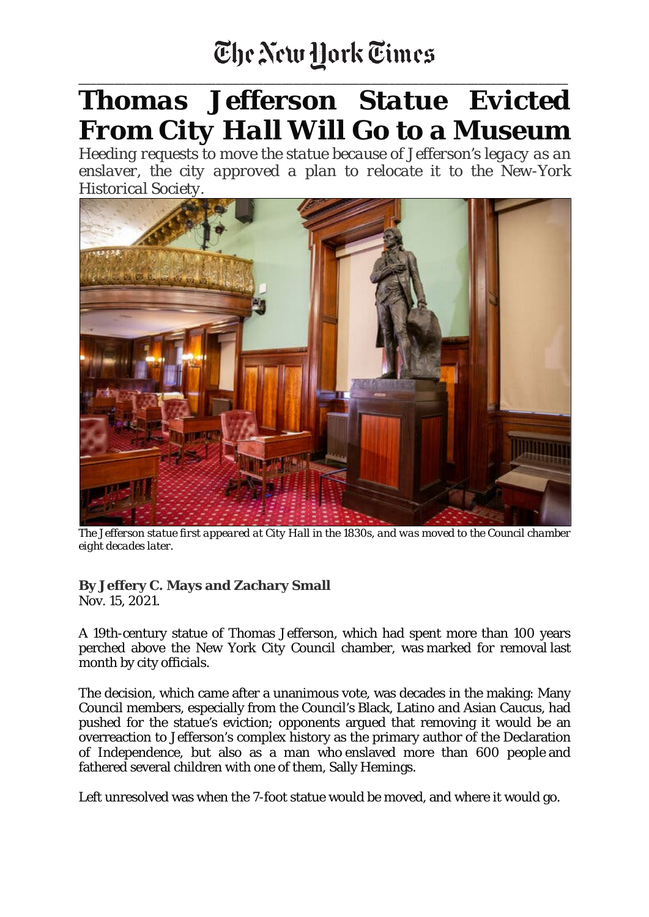The New York Times

# Thomas Jefferson Statue Evicted From City Hall Will Go to a Museum

*Heeding requests to move the statue because of Jefferson's legacy as an enslaver, the city approved a plan to relocate it to the New-York Historical Society.*

*The Jefferson statue first appeared at City Hall in the 1830s, and was moved to the Council chamber eight decades later.*

**By Jeffery C. Mays and Zachary Small**
Nov. 15, 2021.

A 19th-century statue of Thomas Jefferson, which had spent more than 100 years perched above the New York City Council chamber, was marked for removal last month by city officials.

The decision, which came after a unanimous vote, was decades in the making: Many Council members, especially from the Council's Black, Latino and Asian Caucus, had pushed for the statue's eviction; opponents argued that removing it would be an overreaction to Jefferson's complex history as the primary author of the Declaration of Independence, but also as a man who enslaved more than 600 people and fathered several children with one of them, Sally Hemings.

Left unresolved was when the 7-foot statue would be moved, and where it would go.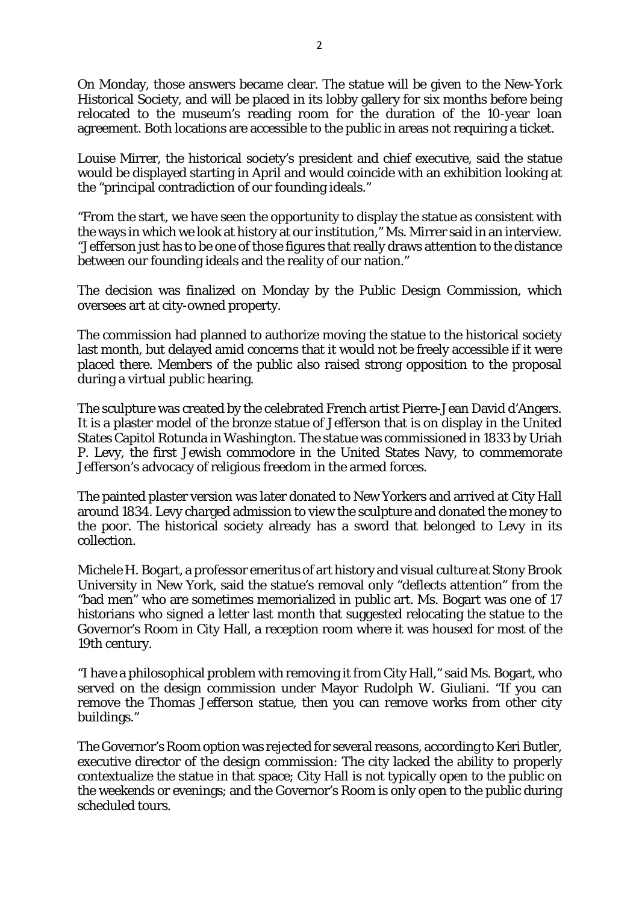On Monday, those answers became clear. The statue will be given to the New-York Historical Society, and will be placed in its lobby gallery for six months before being relocated to the museum's reading room for the duration of the 10-year loan agreement. Both locations are accessible to the public in areas not requiring a ticket.

Louise Mirrer, the historical society's president and chief executive, said the statue would be displayed starting in April and would coincide with an exhibition looking at the "principal contradiction of our founding ideals."

"From the start, we have seen the opportunity to display the statue as consistent with the ways in which we look at history at our institution," Ms. Mirrer said in an interview. "Jefferson just has to be one of those figures that really draws attention to the distance between our founding ideals and the reality of our nation."

The decision was finalized on Monday by the Public Design Commission, which oversees art at city-owned property.

The commission had planned to authorize moving the statue to the historical society last month, but delayed amid concerns that it would not be freely accessible if it were placed there. Members of the public also raised strong opposition to the proposal during a virtual public hearing.

The sculpture was created by the celebrated French artist Pierre-Jean David d'Angers. It is a plaster model of the bronze statue of Jefferson that is on display in the United States Capitol Rotunda in Washington. The statue was commissioned in 1833 by Uriah P. Levy, the first Jewish commodore in the United States Navy, to commemorate Jefferson's advocacy of religious freedom in the armed forces.

The painted plaster version was later donated to New Yorkers and arrived at City Hall around 1834. Levy charged admission to view the sculpture and donated the money to the poor. The historical society already has a sword that belonged to Levy in its collection.

Michele H. Bogart, a professor emeritus of art history and visual culture at Stony Brook University in New York, said the statue's removal only "deflects attention" from the "bad men" who are sometimes memorialized in public art. Ms. Bogart was one of 17 historians who signed a letter last month that suggested relocating the statue to the Governor's Room in City Hall, a reception room where it was housed for most of the 19th century.

"I have a philosophical problem with removing it from City Hall," said Ms. Bogart, who served on the design commission under Mayor Rudolph W. Giuliani. "If you can remove the Thomas Jefferson statue, then you can remove works from other city buildings."

The Governor's Room option was rejected for several reasons, according to Keri Butler, executive director of the design commission: The city lacked the ability to properly contextualize the statue in that space; City Hall is not typically open to the public on the weekends or evenings; and the Governor's Room is only open to the public during scheduled tours.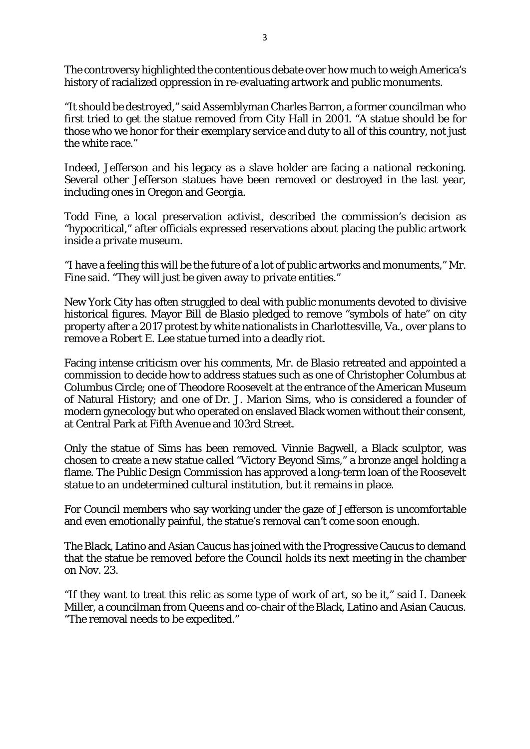The controversy highlighted the contentious debate over how much to weigh America's history of racialized oppression in re-evaluating artwork and public monuments.

"It should be destroyed," said Assemblyman Charles Barron, a former councilman who first tried to get the statue removed from City Hall in 2001. "A statue should be for those who we honor for their exemplary service and duty to all of this country, not just the white race."

Indeed, Jefferson and his legacy as a slave holder are facing a national reckoning. Several other Jefferson statues have been removed or destroyed in the last year, including ones in Oregon and Georgia.

Todd Fine, a local preservation activist, described the commission's decision as "hypocritical," after officials expressed reservations about placing the public artwork inside a private museum.

"I have a feeling this will be the future of a lot of public artworks and monuments," Mr. Fine said. "They will just be given away to private entities."

New York City has often struggled to deal with public monuments devoted to divisive historical figures. Mayor Bill de Blasio pledged to remove "symbols of hate" on city property after a 2017 protest by white nationalists in Charlottesville, Va., over plans to remove a Robert E. Lee statue turned into a deadly riot.

Facing intense criticism over his comments, Mr. de Blasio retreated and appointed a commission to decide how to address statues such as one of Christopher Columbus at Columbus Circle; one of Theodore Roosevelt at the entrance of the American Museum of Natural History; and one of Dr. J. Marion Sims, who is considered a founder of modern gynecology but who operated on enslaved Black women without their consent, at Central Park at Fifth Avenue and 103rd Street.

Only the statue of Sims has been removed. Vinnie Bagwell, a Black sculptor, was chosen to create a new statue called "Victory Beyond Sims," a bronze angel holding a flame. The Public Design Commission has approved a long-term loan of the Roosevelt statue to an undetermined cultural institution, but it remains in place.

For Council members who say working under the gaze of Jefferson is uncomfortable and even emotionally painful, the statue's removal can't come soon enough.

The Black, Latino and Asian Caucus has joined with the Progressive Caucus to demand that the statue be removed before the Council holds its next meeting in the chamber on Nov. 23.

"If they want to treat this relic as some type of work of art, so be it," said I. Daneek Miller, a councilman from Queens and co-chair of the Black, Latino and Asian Caucus. "The removal needs to be expedited."